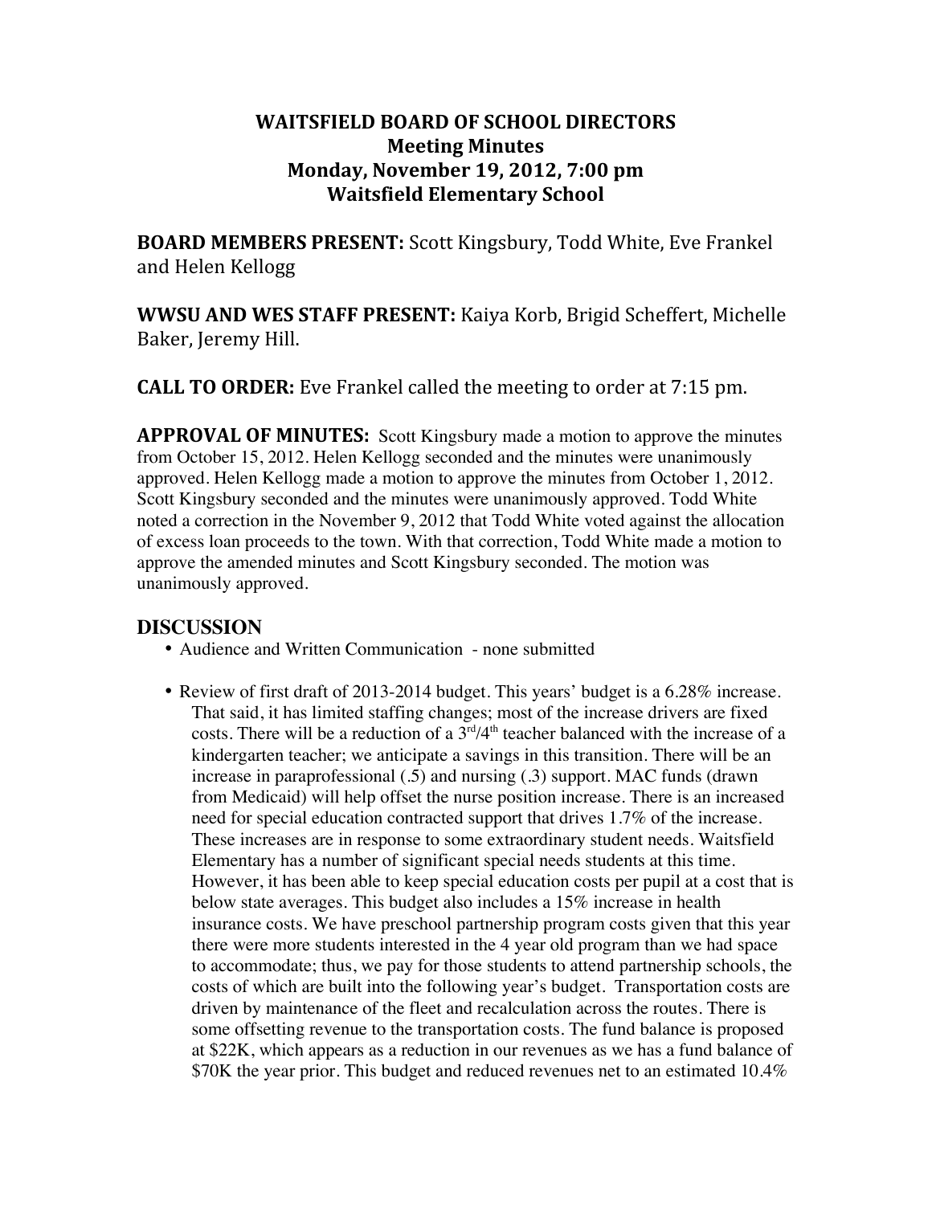# WAITSFIELD BOARD OF SCHOOL DIRECTORS
## Meeting Minutes
## Monday, November 19, 2012, 7:00 pm
## Waitsfield Elementary School

**BOARD MEMBERS PRESENT:** Scott Kingsbury, Todd White, Eve Frankel and Helen Kellogg

**WWSU AND WES STAFF PRESENT:** Kaiya Korb, Brigid Scheffert, Michelle Baker, Jeremy Hill.

**CALL TO ORDER:** Eve Frankel called the meeting to order at 7:15 pm.

**APPROVAL OF MINUTES:** Scott Kingsbury made a motion to approve the minutes from October 15, 2012. Helen Kellogg seconded and the minutes were unanimously approved. Helen Kellogg made a motion to approve the minutes from October 1, 2012. Scott Kingsbury seconded and the minutes were unanimously approved. Todd White noted a correction in the November 9, 2012 that Todd White voted against the allocation of excess loan proceeds to the town. With that correction, Todd White made a motion to approve the amended minutes and Scott Kingsbury seconded. The motion was unanimously approved.

## DISCUSSION

- Audience and Written Communication - none submitted

- Review of first draft of 2013-2014 budget. This years' budget is a 6.28% increase. That said, it has limited staffing changes; most of the increase drivers are fixed costs. There will be a reduction of a 3rd/4th teacher balanced with the increase of a kindergarten teacher; we anticipate a savings in this transition. There will be an increase in paraprofessional (.5) and nursing (.3) support. MAC funds (drawn from Medicaid) will help offset the nurse position increase. There is an increased need for special education contracted support that drives 1.7% of the increase. These increases are in response to some extraordinary student needs. Waitsfield Elementary has a number of significant special needs students at this time. However, it has been able to keep special education costs per pupil at a cost that is below state averages. This budget also includes a 15% increase in health insurance costs. We have preschool partnership program costs given that this year there were more students interested in the 4 year old program than we had space to accommodate; thus, we pay for those students to attend partnership schools, the costs of which are built into the following year's budget. Transportation costs are driven by maintenance of the fleet and recalculation across the routes. There is some offsetting revenue to the transportation costs. The fund balance is proposed at $22K, which appears as a reduction in our revenues as we has a fund balance of $70K the year prior. This budget and reduced revenues net to an estimated 10.4%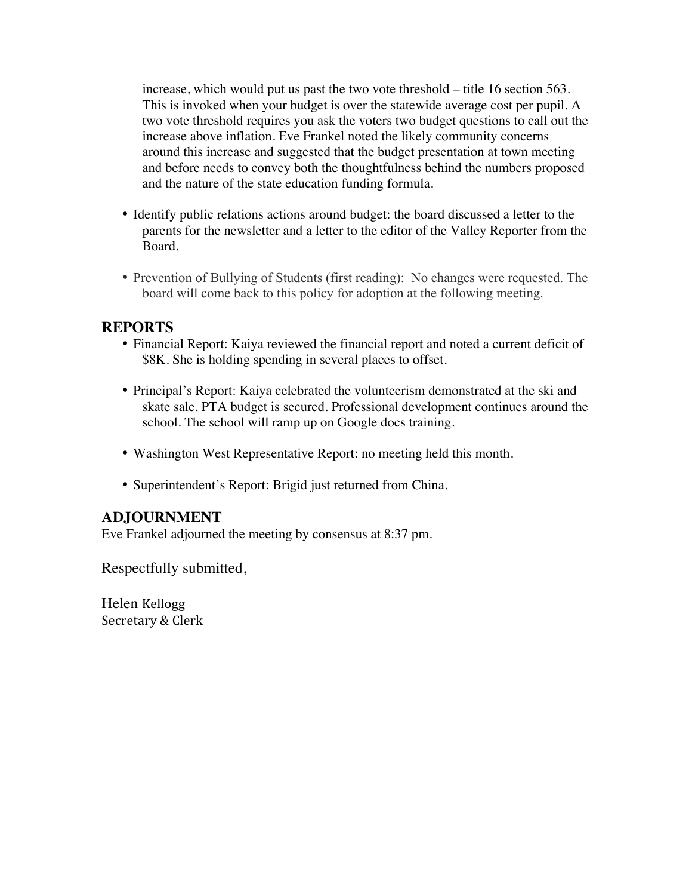increase, which would put us past the two vote threshold – title 16 section 563. This is invoked when your budget is over the statewide average cost per pupil. A two vote threshold requires you ask the voters two budget questions to call out the increase above inflation. Eve Frankel noted the likely community concerns around this increase and suggested that the budget presentation at town meeting and before needs to convey both the thoughtfulness behind the numbers proposed and the nature of the state education funding formula.

- Identify public relations actions around budget: the board discussed a letter to the parents for the newsletter and a letter to the editor of the Valley Reporter from the Board.

- Prevention of Bullying of Students (first reading): No changes were requested. The board will come back to this policy for adoption at the following meeting.

## REPORTS

- Financial Report: Kaiya reviewed the financial report and noted a current deficit of $8K. She is holding spending in several places to offset.

- Principal's Report: Kaiya celebrated the volunteerism demonstrated at the ski and skate sale. PTA budget is secured. Professional development continues around the school. The school will ramp up on Google docs training.

- Washington West Representative Report: no meeting held this month.

- Superintendent's Report: Brigid just returned from China.

## ADJOURNMENT

Eve Frankel adjourned the meeting by consensus at 8:37 pm.

Respectfully submitted,

Helen Kellogg
Secretary & Clerk